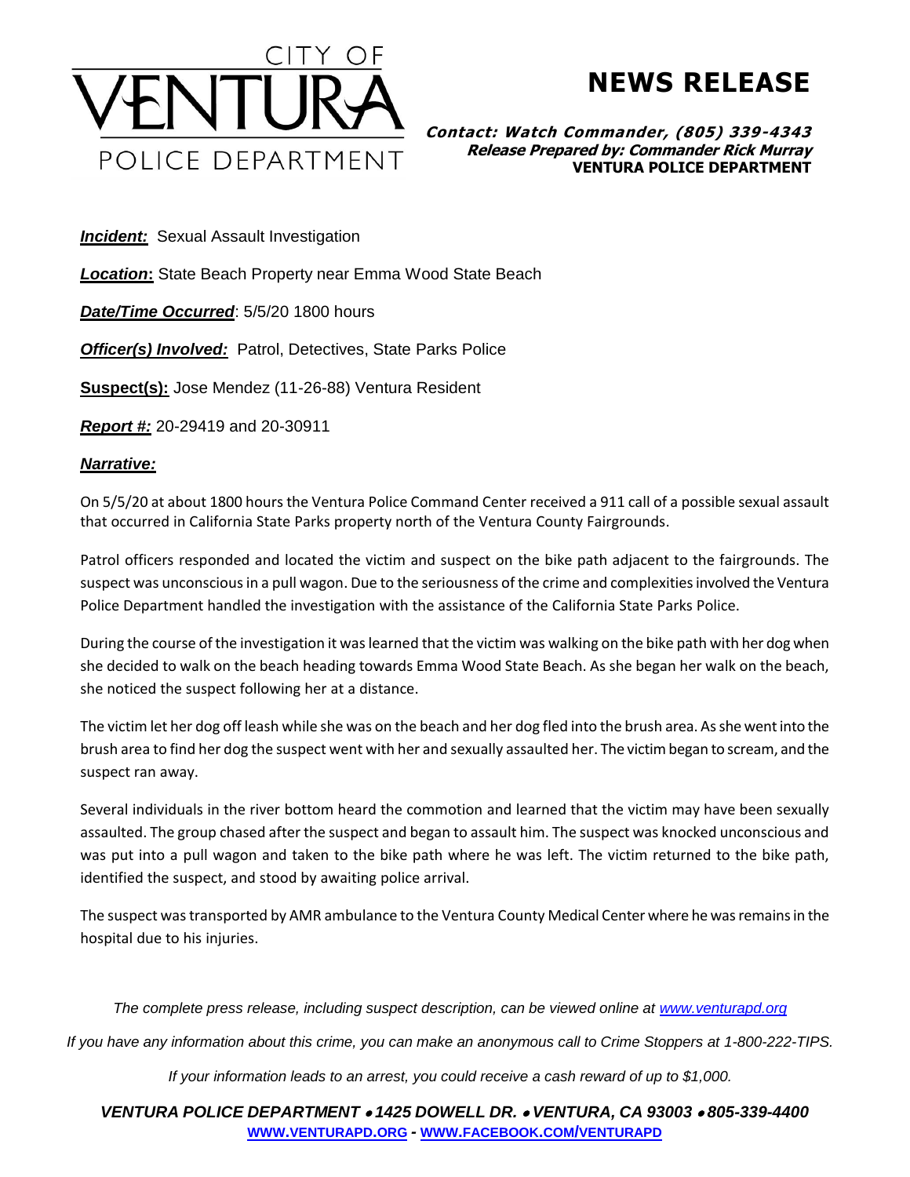# CITY OF VENTURA POLICE DEPARTMENT

# NEWS RELEASE

***Contact: Watch Commander, (805) 339-4343***
***Release Prepared by: Commander Rick Murray***
**VENTURA POLICE DEPARTMENT**

***Incident:*** Sexual Assault Investigation

***Location*:** State Beach Property near Emma Wood State Beach

***Date/Time Occurred***: 5/5/20 1800 hours

***Officer(s) Involved:*** Patrol, Detectives, State Parks Police

**Suspect(s):** Jose Mendez (11-26-88) Ventura Resident

***Report #:*** 20-29419 and 20-30911

***Narrative:***

On 5/5/20 at about 1800 hours the Ventura Police Command Center received a 911 call of a possible sexual assault that occurred in California State Parks property north of the Ventura County Fairgrounds.

Patrol officers responded and located the victim and suspect on the bike path adjacent to the fairgrounds. The suspect was unconscious in a pull wagon. Due to the seriousness of the crime and complexities involved the Ventura Police Department handled the investigation with the assistance of the California State Parks Police.

During the course of the investigation it was learned that the victim was walking on the bike path with her dog when she decided to walk on the beach heading towards Emma Wood State Beach. As she began her walk on the beach, she noticed the suspect following her at a distance.

The victim let her dog off leash while she was on the beach and her dog fled into the brush area. As she went into the brush area to find her dog the suspect went with her and sexually assaulted her. The victim began to scream, and the suspect ran away.

Several individuals in the river bottom heard the commotion and learned that the victim may have been sexually assaulted. The group chased after the suspect and began to assault him. The suspect was knocked unconscious and was put into a pull wagon and taken to the bike path where he was left. The victim returned to the bike path, identified the suspect, and stood by awaiting police arrival.

The suspect was transported by AMR ambulance to the Ventura County Medical Center where he was remains in the hospital due to his injuries.

*The complete press release, including suspect description, can be viewed online at [www.venturapd.org](http://www.venturapd.org)*

*If you have any information about this crime, you can make an anonymous call to Crime Stoppers at 1-800-222-TIPS.*

*If your information leads to an arrest, you could receive a cash reward of up to $1,000.*

***VENTURA POLICE DEPARTMENT • 1425 DOWELL DR. • VENTURA, CA 93003 • 805-339-4400***
**[WWW.VENTURAPD.ORG](http://www.venturapd.org) - [WWW.FACEBOOK.COM/VENTURAPD](http://www.facebook.com/venturapd)**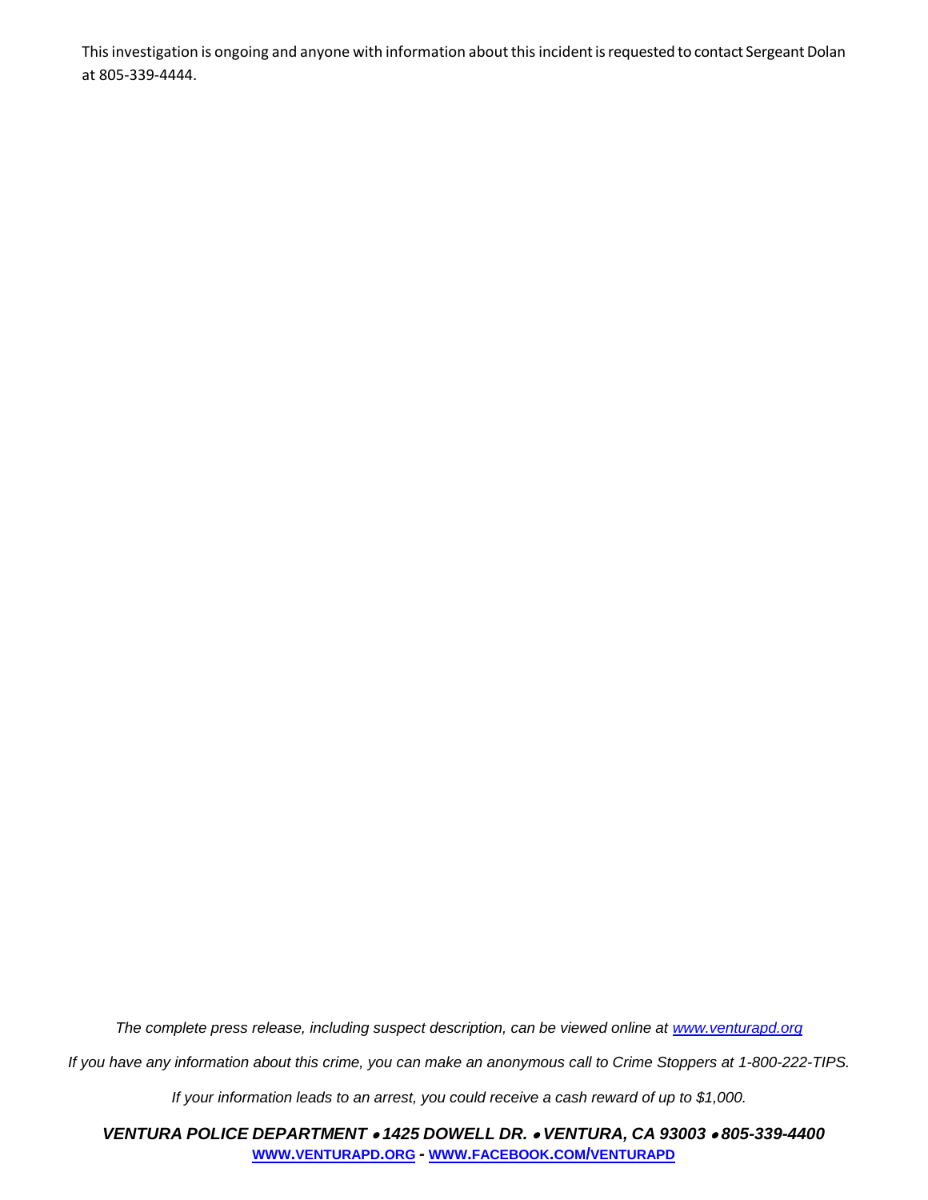This investigation is ongoing and anyone with information about this incident is requested to contact Sergeant Dolan at 805-339-4444.

*The complete press release, including suspect description, can be viewed online at [www.venturapd.org](http://www.venturapd.org)*

*If you have any information about this crime, you can make an anonymous call to Crime Stoppers at 1-800-222-TIPS.*

*If your information leads to an arrest, you could receive a cash reward of up to $1,000.*

***VENTURA POLICE DEPARTMENT • 1425 DOWELL DR. • VENTURA, CA 93003 • 805-339-4400***

**[WWW.VENTURAPD.ORG](http://www.venturapd.org) - [WWW.FACEBOOK.COM/VENTURAPD](http://www.facebook.com/venturapd)**